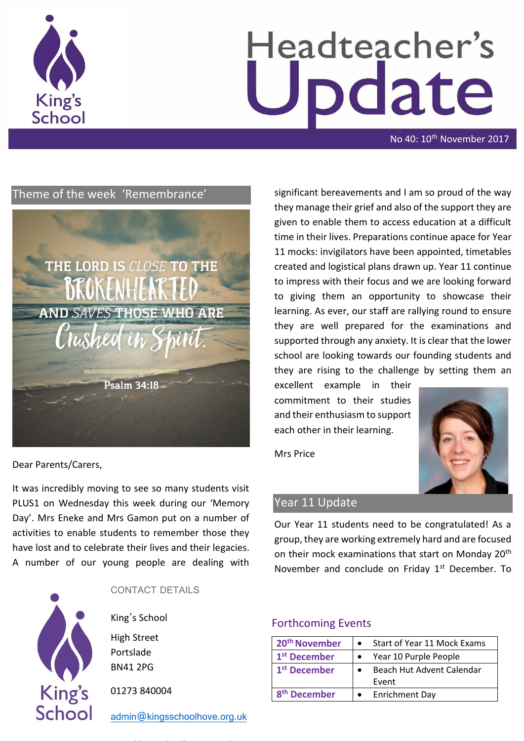# Headteacher's Update

No 40: 10th November 2017

## Theme of the week 'Remembrance'

THE LORD IS CLOSE TO THE BROKENHEARTED AND SAVES THOSE WHO ARE Crushed in Spirit.

Psalm 34:18

Dear Parents/Carers,

It was incredibly moving to see so many students visit PLUS1 on Wednesday this week during our 'Memory Day'. Mrs Eneke and Mrs Gamon put on a number of activities to enable students to remember those they have lost and to celebrate their lives and their legacies. A number of our young people are dealing with significant bereavements and I am so proud of the way they manage their grief and also of the support they are given to enable them to access education at a difficult time in their lives. Preparations continue apace for Year 11 mocks: invigilators have been appointed, timetables created and logistical plans drawn up. Year 11 continue to impress with their focus and we are looking forward to giving them an opportunity to showcase their learning. As ever, our staff are rallying round to ensure they are well prepared for the examinations and supported through any anxiety. It is clear that the lower school are looking towards our founding students and they are rising to the challenge by setting them an excellent example in their commitment to their studies and their enthusiasm to support each other in their learning.

Mrs Price

## Year 11 Update

Our Year 11 students need to be congratulated! As a group, they are working extremely hard and are focused on their mock examinations that start on Monday 20th November and conclude on Friday 1st December. To

### CONTACT DETAILS

King's School
High Street
Portslade
BN41 2PG

01273 840004

admin@kingsschoolhove.org.uk

## Forthcoming Events

| Date | Event |
|---|---|
| **20th November** | Start of Year 11 Mock Exams |
| **1st December** | Year 10 Purple People |
| **1st December** | Beach Hut Advent Calendar Event |
| **8th December** | Enrichment Day |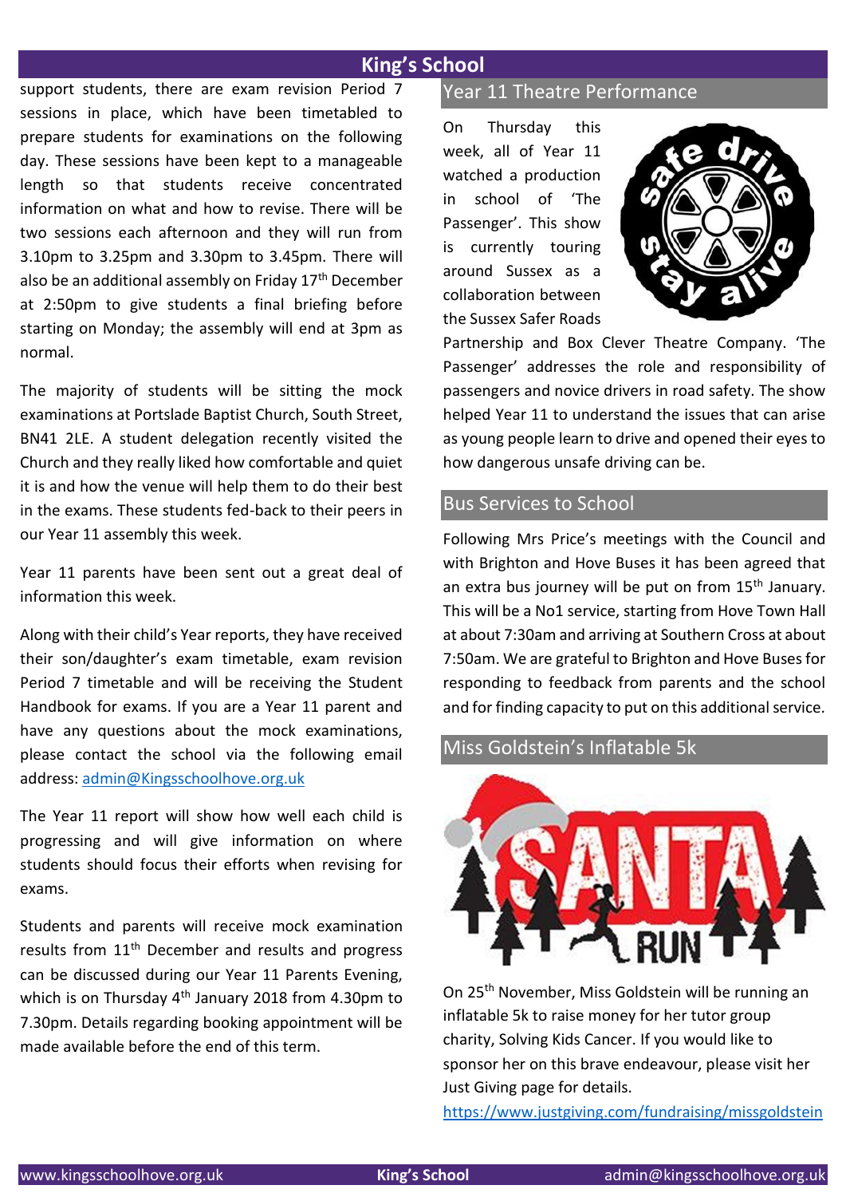support students, there are exam revision Period 7 sessions in place, which have been timetabled to prepare students for examinations on the following day. These sessions have been kept to a manageable length so that students receive concentrated information on what and how to revise. There will be two sessions each afternoon and they will run from 3.10pm to 3.25pm and 3.30pm to 3.45pm. There will also be an additional assembly on Friday 17th December at 2:50pm to give students a final briefing before starting on Monday; the assembly will end at 3pm as normal.

The majority of students will be sitting the mock examinations at Portslade Baptist Church, South Street, BN41 2LE. A student delegation recently visited the Church and they really liked how comfortable and quiet it is and how the venue will help them to do their best in the exams. These students fed-back to their peers in our Year 11 assembly this week.

Year 11 parents have been sent out a great deal of information this week.

Along with their child's Year reports, they have received their son/daughter's exam timetable, exam revision Period 7 timetable and will be receiving the Student Handbook for exams. If you are a Year 11 parent and have any questions about the mock examinations, please contact the school via the following email address: [admin@Kingsschoolhove.org.uk](mailto:admin@Kingsschoolhove.org.uk)

The Year 11 report will show how well each child is progressing and will give information on where students should focus their efforts when revising for exams.

Students and parents will receive mock examination results from 11th December and results and progress can be discussed during our Year 11 Parents Evening, which is on Thursday 4th January 2018 from 4.30pm to 7.30pm. Details regarding booking appointment will be made available before the end of this term.

## Year 11 Theatre Performance

On Thursday this week, all of Year 11 watched a production in school of 'The Passenger'. This show is currently touring around Sussex as a collaboration between the Sussex Safer Roads Partnership and Box Clever Theatre Company. 'The Passenger' addresses the role and responsibility of passengers and novice drivers in road safety. The show helped Year 11 to understand the issues that can arise as young people learn to drive and opened their eyes to how dangerous unsafe driving can be.

## Bus Services to School

Following Mrs Price's meetings with the Council and with Brighton and Hove Buses it has been agreed that an extra bus journey will be put on from 15th January. This will be a No1 service, starting from Hove Town Hall at about 7:30am and arriving at Southern Cross at about 7:50am. We are grateful to Brighton and Hove Buses for responding to feedback from parents and the school and for finding capacity to put on this additional service.

## Miss Goldstein's Inflatable 5k

On 25th November, Miss Goldstein will be running an inflatable 5k to raise money for her tutor group charity, Solving Kids Cancer. If you would like to sponsor her on this brave endeavour, please visit her Just Giving page for details.

[https://www.justgiving.com/fundraising/missgoldstein](https://www.justgiving.com/fundraising/missgoldstein)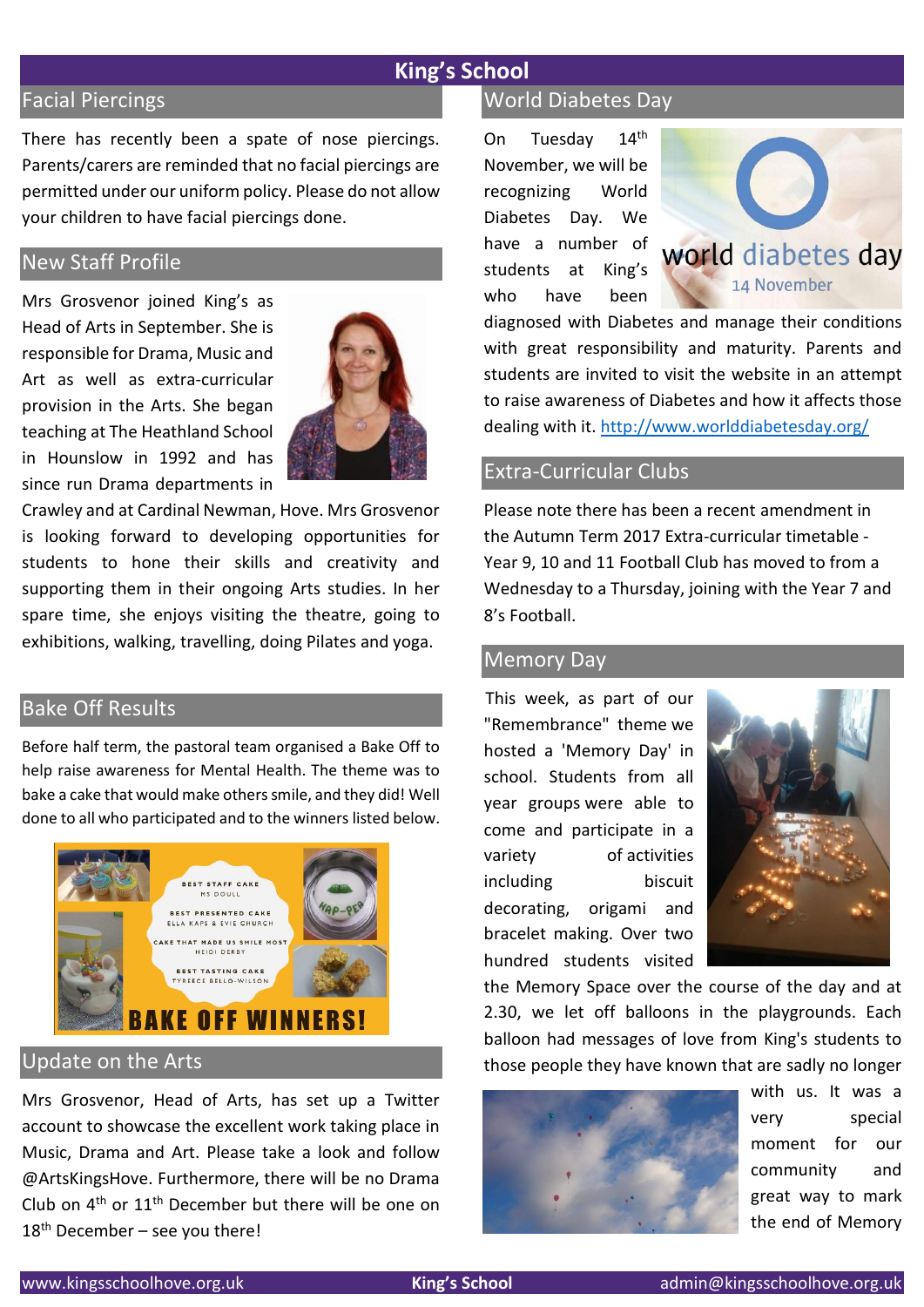# King's School

## Facial Piercings

There has recently been a spate of nose piercings. Parents/carers are reminded that no facial piercings are permitted under our uniform policy. Please do not allow your children to have facial piercings done.

## New Staff Profile

Mrs Grosvenor joined King's as Head of Arts in September. She is responsible for Drama, Music and Art as well as extra-curricular provision in the Arts. She began teaching at The Heathland School in Hounslow in 1992 and has since run Drama departments in Crawley and at Cardinal Newman, Hove. Mrs Grosvenor is looking forward to developing opportunities for students to hone their skills and creativity and supporting them in their ongoing Arts studies. In her spare time, she enjoys visiting the theatre, going to exhibitions, walking, travelling, doing Pilates and yoga.

## Bake Off Results

Before half term, the pastoral team organised a Bake Off to help raise awareness for Mental Health. The theme was to bake a cake that would make others smile, and they did! Well done to all who participated and to the winners listed below.

BEST STAFF CAKE
MS DOULL

BEST PRESENTED CAKE
ELLA KAPS & EVIE CHURCH

CAKE THAT MADE US SMILE MOST
HEIDI DERBY

BEST TASTING CAKE
TYREECE BELLO-WILSON

BAKE OFF WINNERS!

## Update on the Arts

Mrs Grosvenor, Head of Arts, has set up a Twitter account to showcase the excellent work taking place in Music, Drama and Art. Please take a look and follow @ArtsKingsHove. Furthermore, there will be no Drama Club on 4th or 11th December but there will be one on 18th December – see you there!

## World Diabetes Day

On Tuesday 14th November, we will be recognizing World Diabetes Day. We have a number of students at King's who have been diagnosed with Diabetes and manage their conditions with great responsibility and maturity. Parents and students are invited to visit the website in an attempt to raise awareness of Diabetes and how it affects those dealing with it. http://www.worlddiabetesday.org/

world diabetes day
14 November

## Extra-Curricular Clubs

Please note there has been a recent amendment in the Autumn Term 2017 Extra-curricular timetable - Year 9, 10 and 11 Football Club has moved to from a Wednesday to a Thursday, joining with the Year 7 and 8's Football.

## Memory Day

This week, as part of our "Remembrance" theme we hosted a 'Memory Day' in school. Students from all year groups were able to come and participate in a variety of activities including biscuit decorating, origami and bracelet making. Over two hundred students visited the Memory Space over the course of the day and at 2.30, we let off balloons in the playgrounds. Each balloon had messages of love from King's students to those people they have known that are sadly no longer with us. It was a very special moment for our community and great way to mark the end of Memory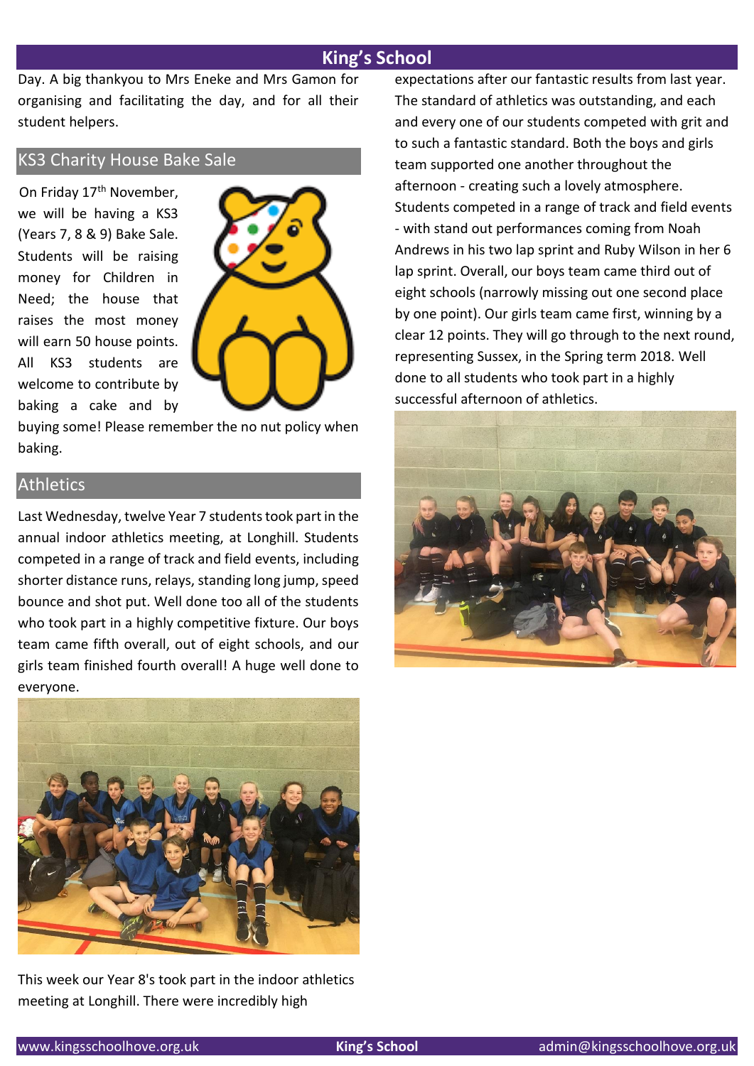Day. A big thankyou to Mrs Eneke and Mrs Gamon for organising and facilitating the day, and for all their student helpers.

## KS3 Charity House Bake Sale

On Friday 17th November, we will be having a KS3 (Years 7, 8 & 9) Bake Sale. Students will be raising money for Children in Need; the house that raises the most money will earn 50 house points. All KS3 students are welcome to contribute by baking a cake and by buying some! Please remember the no nut policy when baking.

## Athletics

Last Wednesday, twelve Year 7 students took part in the annual indoor athletics meeting, at Longhill. Students competed in a range of track and field events, including shorter distance runs, relays, standing long jump, speed bounce and shot put. Well done too all of the students who took part in a highly competitive fixture. Our boys team came fifth overall, out of eight schools, and our girls team finished fourth overall! A huge well done to everyone.

This week our Year 8's took part in the indoor athletics meeting at Longhill. There were incredibly high expectations after our fantastic results from last year. The standard of athletics was outstanding, and each and every one of our students competed with grit and to such a fantastic standard. Both the boys and girls team supported one another throughout the afternoon - creating such a lovely atmosphere. Students competed in a range of track and field events - with stand out performances coming from Noah Andrews in his two lap sprint and Ruby Wilson in her 6 lap sprint. Overall, our boys team came third out of eight schools (narrowly missing out one second place by one point). Our girls team came first, winning by a clear 12 points. They will go through to the next round, representing Sussex, in the Spring term 2018. Well done to all students who took part in a highly successful afternoon of athletics.